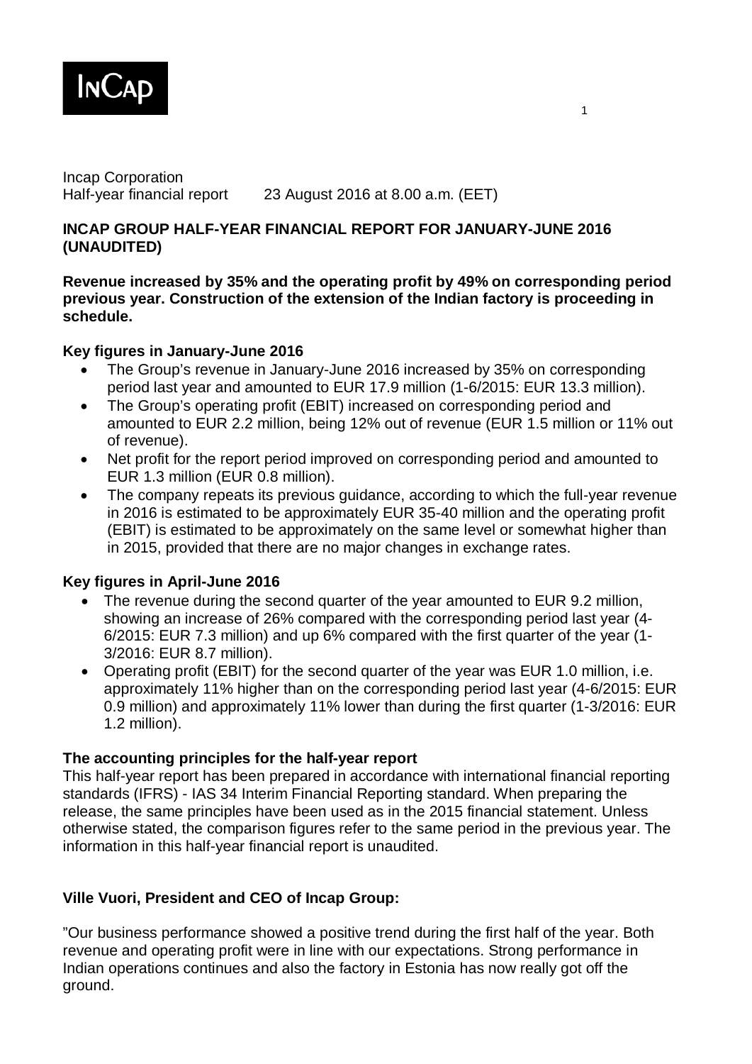Incap Corporation
Half-year financial report 23 August 2016 at 8.00 a.m. (EET)

**INCAP GROUP HALF-YEAR FINANCIAL REPORT FOR JANUARY-JUNE 2016 (UNAUDITED)**

**Revenue increased by 35% and the operating profit by 49% on corresponding period previous year. Construction of the extension of the Indian factory is proceeding in schedule.**

**Key figures in January-June 2016**

- The Group's revenue in January-June 2016 increased by 35% on corresponding period last year and amounted to EUR 17.9 million (1-6/2015: EUR 13.3 million).
- The Group's operating profit (EBIT) increased on corresponding period and amounted to EUR 2.2 million, being 12% out of revenue (EUR 1.5 million or 11% out of revenue).
- Net profit for the report period improved on corresponding period and amounted to EUR 1.3 million (EUR 0.8 million).
- The company repeats its previous guidance, according to which the full-year revenue in 2016 is estimated to be approximately EUR 35-40 million and the operating profit (EBIT) is estimated to be approximately on the same level or somewhat higher than in 2015, provided that there are no major changes in exchange rates.

**Key figures in April-June 2016**

- The revenue during the second quarter of the year amounted to EUR 9.2 million, showing an increase of 26% compared with the corresponding period last year (4-6/2015: EUR 7.3 million) and up 6% compared with the first quarter of the year (1-3/2016: EUR 8.7 million).
- Operating profit (EBIT) for the second quarter of the year was EUR 1.0 million, i.e. approximately 11% higher than on the corresponding period last year (4-6/2015: EUR 0.9 million) and approximately 11% lower than during the first quarter (1-3/2016: EUR 1.2 million).

**The accounting principles for the half-year report**

This half-year report has been prepared in accordance with international financial reporting standards (IFRS) - IAS 34 Interim Financial Reporting standard. When preparing the release, the same principles have been used as in the 2015 financial statement. Unless otherwise stated, the comparison figures refer to the same period in the previous year. The information in this half-year financial report is unaudited.

**Ville Vuori, President and CEO of Incap Group:**

"Our business performance showed a positive trend during the first half of the year. Both revenue and operating profit were in line with our expectations. Strong performance in Indian operations continues and also the factory in Estonia has now really got off the ground.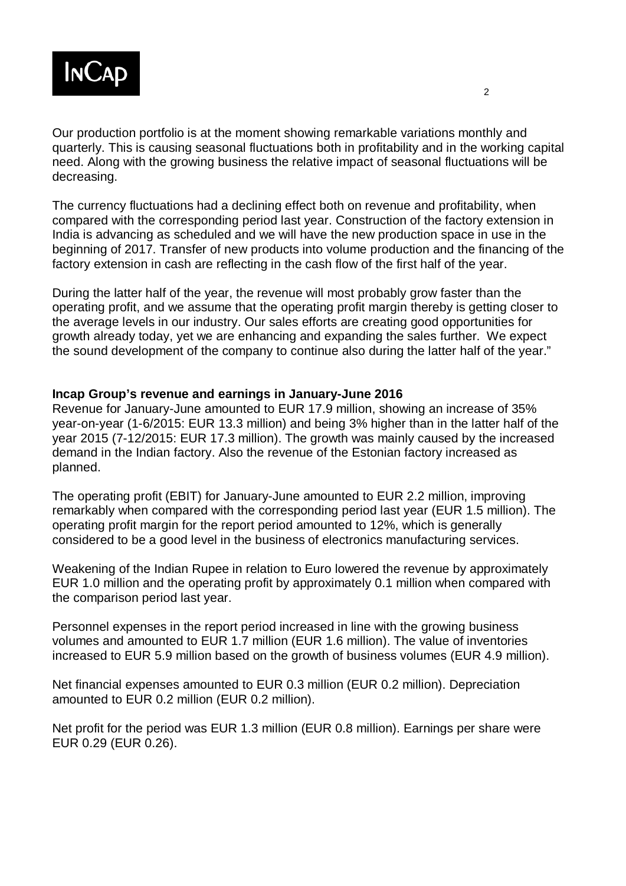Our production portfolio is at the moment showing remarkable variations monthly and quarterly. This is causing seasonal fluctuations both in profitability and in the working capital need. Along with the growing business the relative impact of seasonal fluctuations will be decreasing.

The currency fluctuations had a declining effect both on revenue and profitability, when compared with the corresponding period last year. Construction of the factory extension in India is advancing as scheduled and we will have the new production space in use in the beginning of 2017. Transfer of new products into volume production and the financing of the factory extension in cash are reflecting in the cash flow of the first half of the year.

During the latter half of the year, the revenue will most probably grow faster than the operating profit, and we assume that the operating profit margin thereby is getting closer to the average levels in our industry. Our sales efforts are creating good opportunities for growth already today, yet we are enhancing and expanding the sales further. We expect the sound development of the company to continue also during the latter half of the year."

**Incap Group's revenue and earnings in January-June 2016**

Revenue for January-June amounted to EUR 17.9 million, showing an increase of 35% year-on-year (1-6/2015: EUR 13.3 million) and being 3% higher than in the latter half of the year 2015 (7-12/2015: EUR 17.3 million). The growth was mainly caused by the increased demand in the Indian factory. Also the revenue of the Estonian factory increased as planned.

The operating profit (EBIT) for January-June amounted to EUR 2.2 million, improving remarkably when compared with the corresponding period last year (EUR 1.5 million). The operating profit margin for the report period amounted to 12%, which is generally considered to be a good level in the business of electronics manufacturing services.

Weakening of the Indian Rupee in relation to Euro lowered the revenue by approximately EUR 1.0 million and the operating profit by approximately 0.1 million when compared with the comparison period last year.

Personnel expenses in the report period increased in line with the growing business volumes and amounted to EUR 1.7 million (EUR 1.6 million). The value of inventories increased to EUR 5.9 million based on the growth of business volumes (EUR 4.9 million).

Net financial expenses amounted to EUR 0.3 million (EUR 0.2 million). Depreciation amounted to EUR 0.2 million (EUR 0.2 million).

Net profit for the period was EUR 1.3 million (EUR 0.8 million). Earnings per share were EUR 0.29 (EUR 0.26).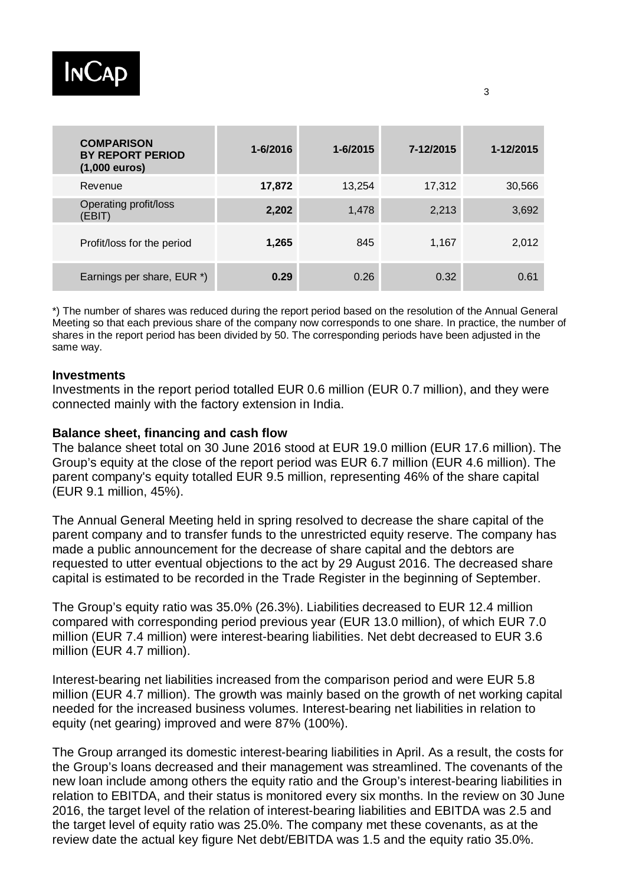| COMPARISON BY REPORT PERIOD (1,000 euros) | 1-6/2016 | 1-6/2015 | 7-12/2015 | 1-12/2015 |
|---|---|---|---|---|
| Revenue | **17,872** | 13,254 | 17,312 | 30,566 |
| Operating profit/loss (EBIT) | **2,202** | 1,478 | 2,213 | 3,692 |
| Profit/loss for the period | **1,265** | 845 | 1,167 | 2,012 |
| Earnings per share, EUR *) | **0.29** | 0.26 | 0.32 | 0.61 |

*) The number of shares was reduced during the report period based on the resolution of the Annual General Meeting so that each previous share of the company now corresponds to one share. In practice, the number of shares in the report period has been divided by 50. The corresponding periods have been adjusted in the same way.

**Investments**

Investments in the report period totalled EUR 0.6 million (EUR 0.7 million), and they were connected mainly with the factory extension in India.

**Balance sheet, financing and cash flow**

The balance sheet total on 30 June 2016 stood at EUR 19.0 million (EUR 17.6 million). The Group's equity at the close of the report period was EUR 6.7 million (EUR 4.6 million). The parent company's equity totalled EUR 9.5 million, representing 46% of the share capital (EUR 9.1 million, 45%).

The Annual General Meeting held in spring resolved to decrease the share capital of the parent company and to transfer funds to the unrestricted equity reserve. The company has made a public announcement for the decrease of share capital and the debtors are requested to utter eventual objections to the act by 29 August 2016. The decreased share capital is estimated to be recorded in the Trade Register in the beginning of September.

The Group's equity ratio was 35.0% (26.3%). Liabilities decreased to EUR 12.4 million compared with corresponding period previous year (EUR 13.0 million), of which EUR 7.0 million (EUR 7.4 million) were interest-bearing liabilities. Net debt decreased to EUR 3.6 million (EUR 4.7 million).

Interest-bearing net liabilities increased from the comparison period and were EUR 5.8 million (EUR 4.7 million). The growth was mainly based on the growth of net working capital needed for the increased business volumes. Interest-bearing net liabilities in relation to equity (net gearing) improved and were 87% (100%).

The Group arranged its domestic interest-bearing liabilities in April. As a result, the costs for the Group's loans decreased and their management was streamlined. The covenants of the new loan include among others the equity ratio and the Group's interest-bearing liabilities in relation to EBITDA, and their status is monitored every six months. In the review on 30 June 2016, the target level of the relation of interest-bearing liabilities and EBITDA was 2.5 and the target level of equity ratio was 25.0%. The company met these covenants, as at the review date the actual key figure Net debt/EBITDA was 1.5 and the equity ratio 35.0%.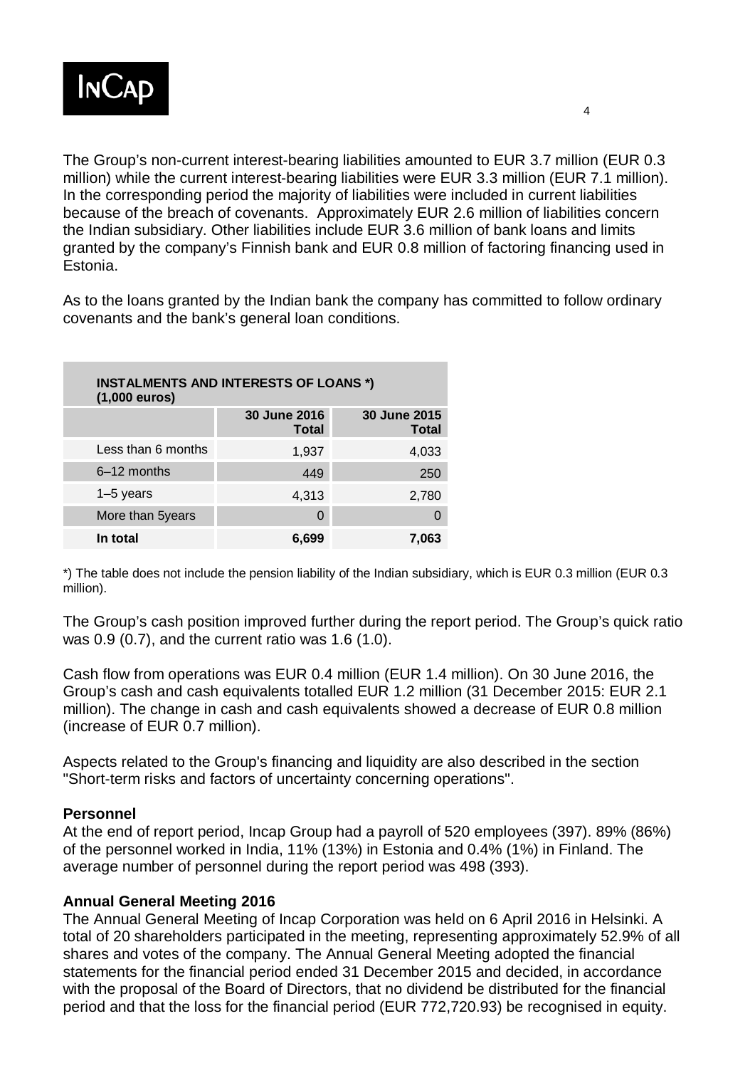The Group's non-current interest-bearing liabilities amounted to EUR 3.7 million (EUR 0.3 million) while the current interest-bearing liabilities were EUR 3.3 million (EUR 7.1 million). In the corresponding period the majority of liabilities were included in current liabilities because of the breach of covenants. Approximately EUR 2.6 million of liabilities concern the Indian subsidiary. Other liabilities include EUR 3.6 million of bank loans and limits granted by the company's Finnish bank and EUR 0.8 million of factoring financing used in Estonia.

As to the loans granted by the Indian bank the company has committed to follow ordinary covenants and the bank's general loan conditions.

**INSTALMENTS AND INTERESTS OF LOANS *) (1,000 euros)**

| | 30 June 2016 Total | 30 June 2015 Total |
|---|---|---|
| Less than 6 months | 1,937 | 4,033 |
| 6–12 months | 449 | 250 |
| 1–5 years | 4,313 | 2,780 |
| More than 5years | 0 | 0 |
| **In total** | **6,699** | **7,063** |

*) The table does not include the pension liability of the Indian subsidiary, which is EUR 0.3 million (EUR 0.3 million).

The Group's cash position improved further during the report period. The Group's quick ratio was 0.9 (0.7), and the current ratio was 1.6 (1.0).

Cash flow from operations was EUR 0.4 million (EUR 1.4 million). On 30 June 2016, the Group's cash and cash equivalents totalled EUR 1.2 million (31 December 2015: EUR 2.1 million). The change in cash and cash equivalents showed a decrease of EUR 0.8 million (increase of EUR 0.7 million).

Aspects related to the Group's financing and liquidity are also described in the section "Short-term risks and factors of uncertainty concerning operations".

**Personnel**

At the end of report period, Incap Group had a payroll of 520 employees (397). 89% (86%) of the personnel worked in India, 11% (13%) in Estonia and 0.4% (1%) in Finland. The average number of personnel during the report period was 498 (393).

**Annual General Meeting 2016**

The Annual General Meeting of Incap Corporation was held on 6 April 2016 in Helsinki. A total of 20 shareholders participated in the meeting, representing approximately 52.9% of all shares and votes of the company. The Annual General Meeting adopted the financial statements for the financial period ended 31 December 2015 and decided, in accordance with the proposal of the Board of Directors, that no dividend be distributed for the financial period and that the loss for the financial period (EUR 772,720.93) be recognised in equity.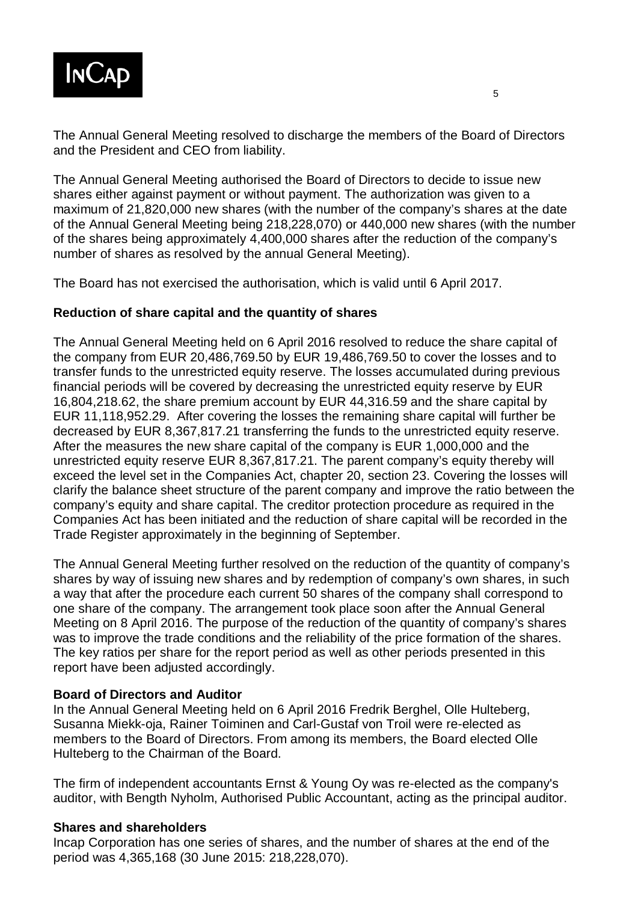The Annual General Meeting resolved to discharge the members of the Board of Directors and the President and CEO from liability.

The Annual General Meeting authorised the Board of Directors to decide to issue new shares either against payment or without payment. The authorization was given to a maximum of 21,820,000 new shares (with the number of the company's shares at the date of the Annual General Meeting being 218,228,070) or 440,000 new shares (with the number of the shares being approximately 4,400,000 shares after the reduction of the company's number of shares as resolved by the annual General Meeting).

The Board has not exercised the authorisation, which is valid until 6 April 2017.

**Reduction of share capital and the quantity of shares**

The Annual General Meeting held on 6 April 2016 resolved to reduce the share capital of the company from EUR 20,486,769.50 by EUR 19,486,769.50 to cover the losses and to transfer funds to the unrestricted equity reserve. The losses accumulated during previous financial periods will be covered by decreasing the unrestricted equity reserve by EUR 16,804,218.62, the share premium account by EUR 44,316.59 and the share capital by EUR 11,118,952.29. After covering the losses the remaining share capital will further be decreased by EUR 8,367,817.21 transferring the funds to the unrestricted equity reserve. After the measures the new share capital of the company is EUR 1,000,000 and the unrestricted equity reserve EUR 8,367,817.21. The parent company's equity thereby will exceed the level set in the Companies Act, chapter 20, section 23. Covering the losses will clarify the balance sheet structure of the parent company and improve the ratio between the company's equity and share capital. The creditor protection procedure as required in the Companies Act has been initiated and the reduction of share capital will be recorded in the Trade Register approximately in the beginning of September.

The Annual General Meeting further resolved on the reduction of the quantity of company's shares by way of issuing new shares and by redemption of company's own shares, in such a way that after the procedure each current 50 shares of the company shall correspond to one share of the company. The arrangement took place soon after the Annual General Meeting on 8 April 2016. The purpose of the reduction of the quantity of company's shares was to improve the trade conditions and the reliability of the price formation of the shares. The key ratios per share for the report period as well as other periods presented in this report have been adjusted accordingly.

**Board of Directors and Auditor**

In the Annual General Meeting held on 6 April 2016 Fredrik Berghel, Olle Hulteberg, Susanna Miekk-oja, Rainer Toiminen and Carl-Gustaf von Troil were re-elected as members to the Board of Directors. From among its members, the Board elected Olle Hulteberg to the Chairman of the Board.

The firm of independent accountants Ernst & Young Oy was re-elected as the company's auditor, with Bength Nyholm, Authorised Public Accountant, acting as the principal auditor.

**Shares and shareholders**

Incap Corporation has one series of shares, and the number of shares at the end of the period was 4,365,168 (30 June 2015: 218,228,070).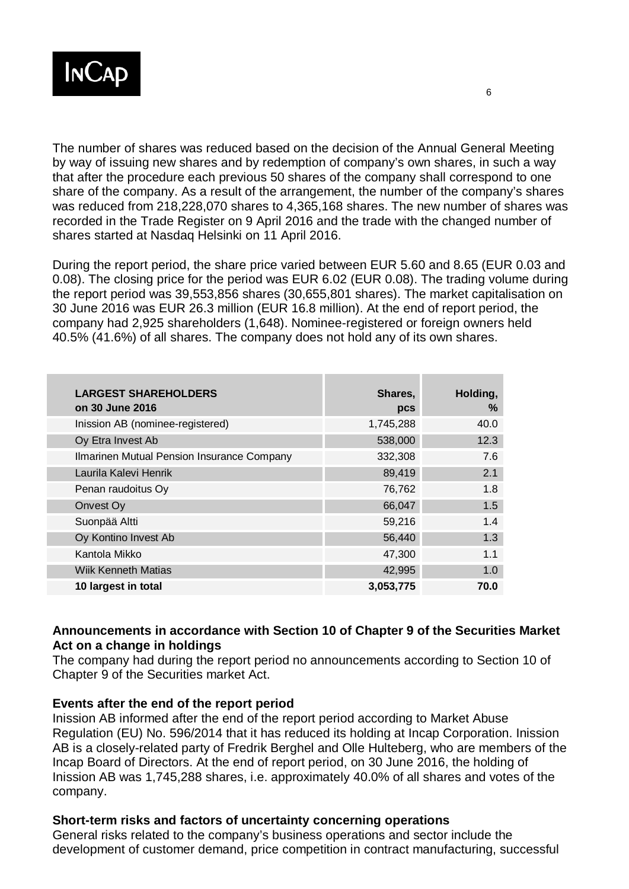The number of shares was reduced based on the decision of the Annual General Meeting by way of issuing new shares and by redemption of company's own shares, in such a way that after the procedure each previous 50 shares of the company shall correspond to one share of the company. As a result of the arrangement, the number of the company's shares was reduced from 218,228,070 shares to 4,365,168 shares. The new number of shares was recorded in the Trade Register on 9 April 2016 and the trade with the changed number of shares started at Nasdaq Helsinki on 11 April 2016.

During the report period, the share price varied between EUR 5.60 and 8.65 (EUR 0.03 and 0.08). The closing price for the period was EUR 6.02 (EUR 0.08). The trading volume during the report period was 39,553,856 shares (30,655,801 shares). The market capitalisation on 30 June 2016 was EUR 26.3 million (EUR 16.8 million). At the end of report period, the company had 2,925 shareholders (1,648). Nominee-registered or foreign owners held 40.5% (41.6%) of all shares. The company does not hold any of its own shares.

| **LARGEST SHAREHOLDERS on 30 June 2016** | **Shares, pcs** | **Holding, %** |
|---|---:|---:|
| Inission AB (nominee-registered) | 1,745,288 | 40.0 |
| Oy Etra Invest Ab | 538,000 | 12.3 |
| Ilmarinen Mutual Pension Insurance Company | 332,308 | 7.6 |
| Laurila Kalevi Henrik | 89,419 | 2.1 |
| Penan raudoitus Oy | 76,762 | 1.8 |
| Onvest Oy | 66,047 | 1.5 |
| Suonpää Altti | 59,216 | 1.4 |
| Oy Kontino Invest Ab | 56,440 | 1.3 |
| Kantola Mikko | 47,300 | 1.1 |
| Wiik Kenneth Matias | 42,995 | 1.0 |
| **10 largest in total** | **3,053,775** | **70.0** |

### Announcements in accordance with Section 10 of Chapter 9 of the Securities Market Act on a change in holdings

The company had during the report period no announcements according to Section 10 of Chapter 9 of the Securities market Act.

### Events after the end of the report period

Inission AB informed after the end of the report period according to Market Abuse Regulation (EU) No. 596/2014 that it has reduced its holding at Incap Corporation. Inission AB is a closely-related party of Fredrik Berghel and Olle Hulteberg, who are members of the Incap Board of Directors. At the end of report period, on 30 June 2016, the holding of Inission AB was 1,745,288 shares, i.e. approximately 40.0% of all shares and votes of the company.

### Short-term risks and factors of uncertainty concerning operations

General risks related to the company's business operations and sector include the development of customer demand, price competition in contract manufacturing, successful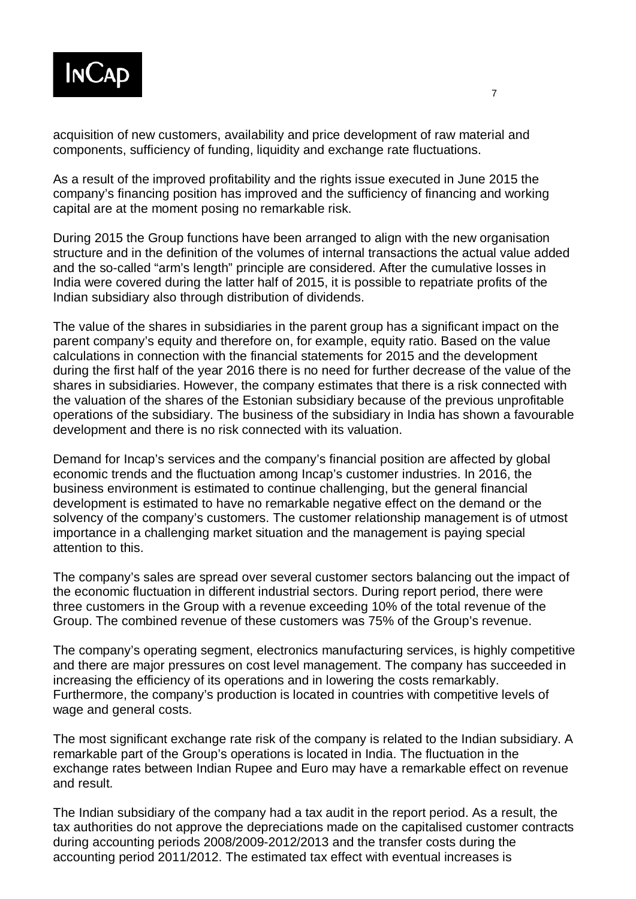acquisition of new customers, availability and price development of raw material and components, sufficiency of funding, liquidity and exchange rate fluctuations.

As a result of the improved profitability and the rights issue executed in June 2015 the company's financing position has improved and the sufficiency of financing and working capital are at the moment posing no remarkable risk.

During 2015 the Group functions have been arranged to align with the new organisation structure and in the definition of the volumes of internal transactions the actual value added and the so-called "arm's length" principle are considered. After the cumulative losses in India were covered during the latter half of 2015, it is possible to repatriate profits of the Indian subsidiary also through distribution of dividends.

The value of the shares in subsidiaries in the parent group has a significant impact on the parent company's equity and therefore on, for example, equity ratio. Based on the value calculations in connection with the financial statements for 2015 and the development during the first half of the year 2016 there is no need for further decrease of the value of the shares in subsidiaries. However, the company estimates that there is a risk connected with the valuation of the shares of the Estonian subsidiary because of the previous unprofitable operations of the subsidiary. The business of the subsidiary in India has shown a favourable development and there is no risk connected with its valuation.

Demand for Incap's services and the company's financial position are affected by global economic trends and the fluctuation among Incap's customer industries. In 2016, the business environment is estimated to continue challenging, but the general financial development is estimated to have no remarkable negative effect on the demand or the solvency of the company's customers. The customer relationship management is of utmost importance in a challenging market situation and the management is paying special attention to this.

The company's sales are spread over several customer sectors balancing out the impact of the economic fluctuation in different industrial sectors. During report period, there were three customers in the Group with a revenue exceeding 10% of the total revenue of the Group. The combined revenue of these customers was 75% of the Group's revenue.

The company's operating segment, electronics manufacturing services, is highly competitive and there are major pressures on cost level management. The company has succeeded in increasing the efficiency of its operations and in lowering the costs remarkably. Furthermore, the company's production is located in countries with competitive levels of wage and general costs.

The most significant exchange rate risk of the company is related to the Indian subsidiary. A remarkable part of the Group's operations is located in India. The fluctuation in the exchange rates between Indian Rupee and Euro may have a remarkable effect on revenue and result.

The Indian subsidiary of the company had a tax audit in the report period. As a result, the tax authorities do not approve the depreciations made on the capitalised customer contracts during accounting periods 2008/2009-2012/2013 and the transfer costs during the accounting period 2011/2012. The estimated tax effect with eventual increases is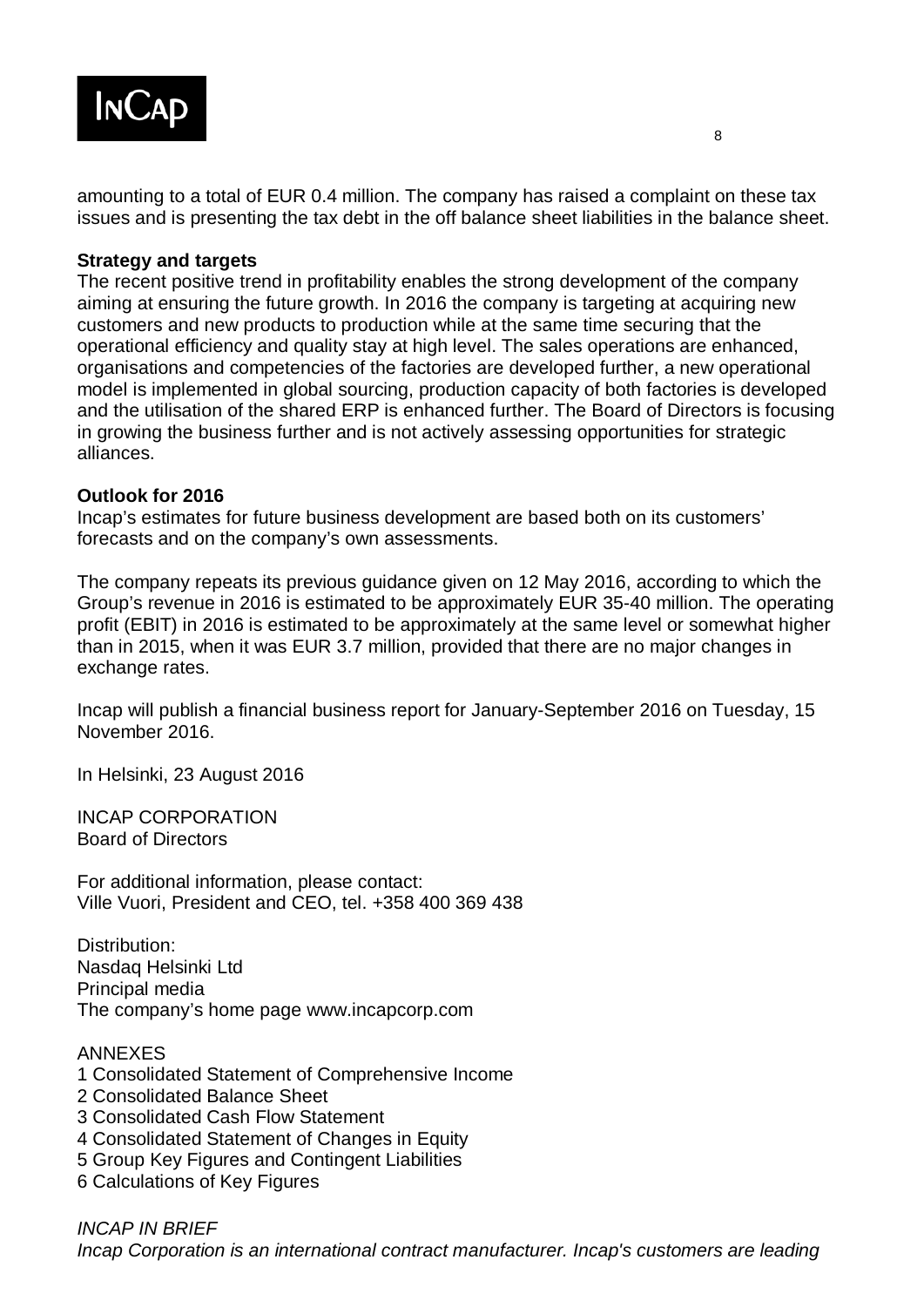amounting to a total of EUR 0.4 million. The company has raised a complaint on these tax issues and is presenting the tax debt in the off balance sheet liabilities in the balance sheet.

**Strategy and targets**

The recent positive trend in profitability enables the strong development of the company aiming at ensuring the future growth. In 2016 the company is targeting at acquiring new customers and new products to production while at the same time securing that the operational efficiency and quality stay at high level. The sales operations are enhanced, organisations and competencies of the factories are developed further, a new operational model is implemented in global sourcing, production capacity of both factories is developed and the utilisation of the shared ERP is enhanced further. The Board of Directors is focusing in growing the business further and is not actively assessing opportunities for strategic alliances.

**Outlook for 2016**

Incap's estimates for future business development are based both on its customers' forecasts and on the company's own assessments.

The company repeats its previous guidance given on 12 May 2016, according to which the Group's revenue in 2016 is estimated to be approximately EUR 35-40 million. The operating profit (EBIT) in 2016 is estimated to be approximately at the same level or somewhat higher than in 2015, when it was EUR 3.7 million, provided that there are no major changes in exchange rates.

Incap will publish a financial business report for January-September 2016 on Tuesday, 15 November 2016.

In Helsinki, 23 August 2016

INCAP CORPORATION
Board of Directors

For additional information, please contact:
Ville Vuori, President and CEO, tel. +358 400 369 438

Distribution:
Nasdaq Helsinki Ltd
Principal media
The company's home page www.incapcorp.com

ANNEXES
1 Consolidated Statement of Comprehensive Income
2 Consolidated Balance Sheet
3 Consolidated Cash Flow Statement
4 Consolidated Statement of Changes in Equity
5 Group Key Figures and Contingent Liabilities
6 Calculations of Key Figures

*INCAP IN BRIEF*
*Incap Corporation is an international contract manufacturer. Incap's customers are leading*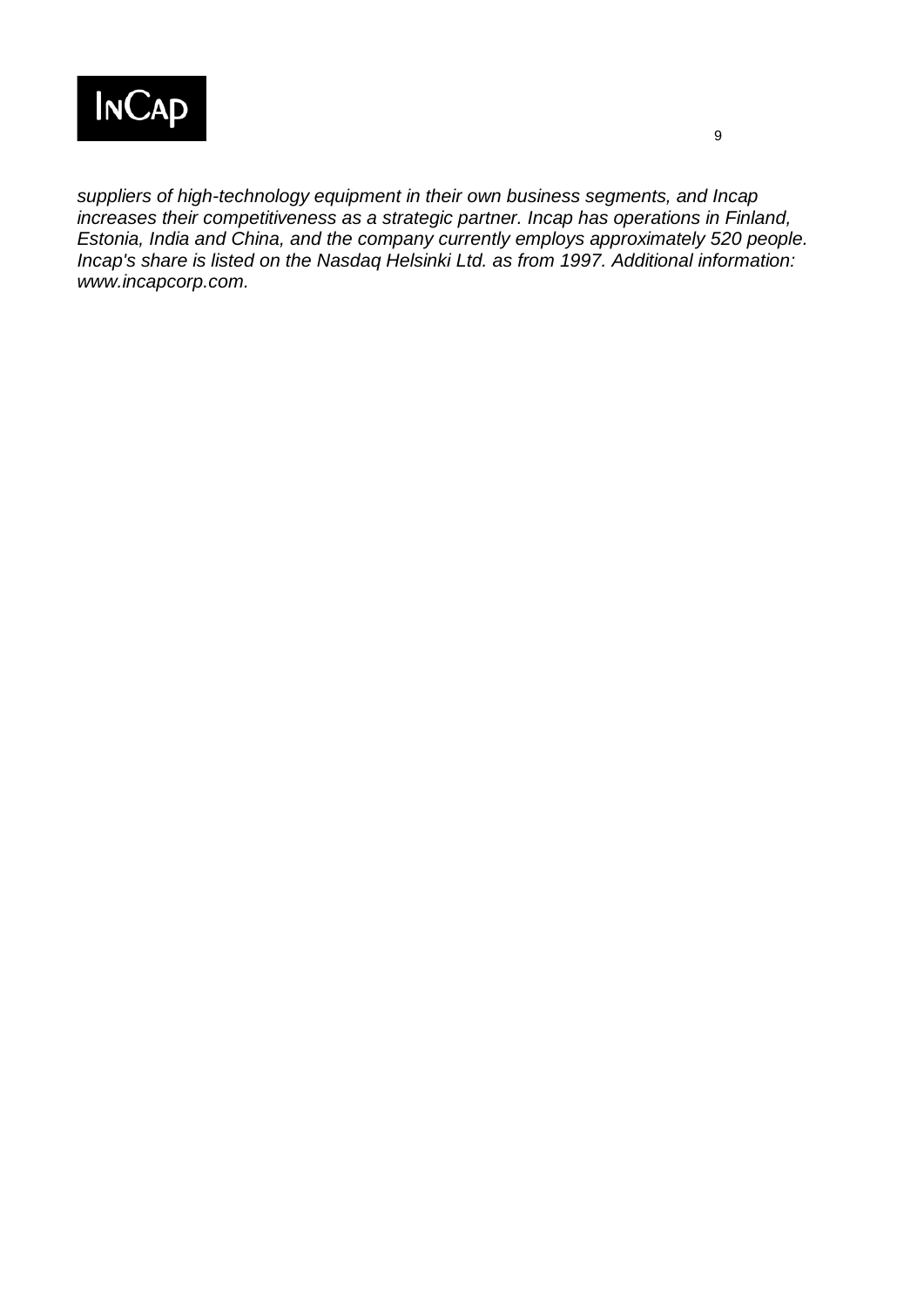*suppliers of high-technology equipment in their own business segments, and Incap increases their competitiveness as a strategic partner. Incap has operations in Finland, Estonia, India and China, and the company currently employs approximately 520 people. Incap's share is listed on the Nasdaq Helsinki Ltd. as from 1997. Additional information: www.incapcorp.com.*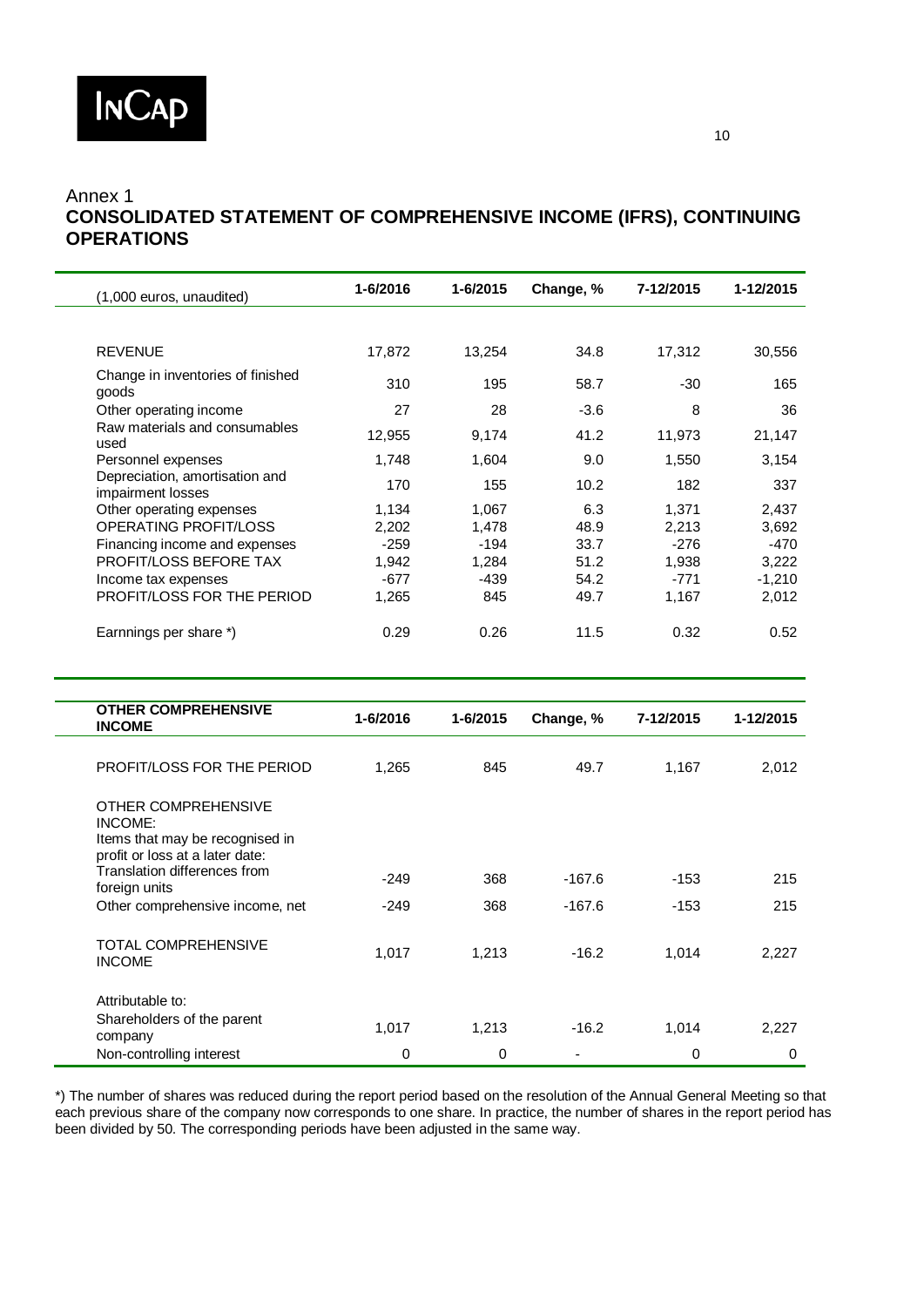Annex 1

## CONSOLIDATED STATEMENT OF COMPREHENSIVE INCOME (IFRS), CONTINUING OPERATIONS

| (1,000 euros, unaudited) | 1-6/2016 | 1-6/2015 | Change, % | 7-12/2015 | 1-12/2015 |
|---|---|---|---|---|---|
| REVENUE | 17,872 | 13,254 | 34.8 | 17,312 | 30,556 |
| Change in inventories of finished goods | 310 | 195 | 58.7 | -30 | 165 |
| Other operating income | 27 | 28 | -3.6 | 8 | 36 |
| Raw materials and consumables used | 12,955 | 9,174 | 41.2 | 11,973 | 21,147 |
| Personnel expenses | 1,748 | 1,604 | 9.0 | 1,550 | 3,154 |
| Depreciation, amortisation and impairment losses | 170 | 155 | 10.2 | 182 | 337 |
| Other operating expenses | 1,134 | 1,067 | 6.3 | 1,371 | 2,437 |
| OPERATING PROFIT/LOSS | 2,202 | 1,478 | 48.9 | 2,213 | 3,692 |
| Financing income and expenses | -259 | -194 | 33.7 | -276 | -470 |
| PROFIT/LOSS BEFORE TAX | 1,942 | 1,284 | 51.2 | 1,938 | 3,222 |
| Income tax expenses | -677 | -439 | 54.2 | -771 | -1,210 |
| PROFIT/LOSS FOR THE PERIOD | 1,265 | 845 | 49.7 | 1,167 | 2,012 |
| Earnnings per share *) | 0.29 | 0.26 | 11.5 | 0.32 | 0.52 |

| **OTHER COMPREHENSIVE INCOME** | 1-6/2016 | 1-6/2015 | Change, % | 7-12/2015 | 1-12/2015 |
|---|---|---|---|---|---|
| PROFIT/LOSS FOR THE PERIOD | 1,265 | 845 | 49.7 | 1,167 | 2,012 |
| OTHER COMPREHENSIVE INCOME: | | | | | |
| Items that may be recognised in profit or loss at a later date: | | | | | |
| Translation differences from foreign units | -249 | 368 | -167.6 | -153 | 215 |
| Other comprehensive income, net | -249 | 368 | -167.6 | -153 | 215 |
| TOTAL COMPREHENSIVE INCOME | 1,017 | 1,213 | -16.2 | 1,014 | 2,227 |
| Attributable to: | | | | | |
| Shareholders of the parent company | 1,017 | 1,213 | -16.2 | 1,014 | 2,227 |
| Non-controlling interest | 0 | 0 | - | 0 | 0 |

*) The number of shares was reduced during the report period based on the resolution of the Annual General Meeting so that each previous share of the company now corresponds to one share. In practice, the number of shares in the report period has been divided by 50. The corresponding periods have been adjusted in the same way.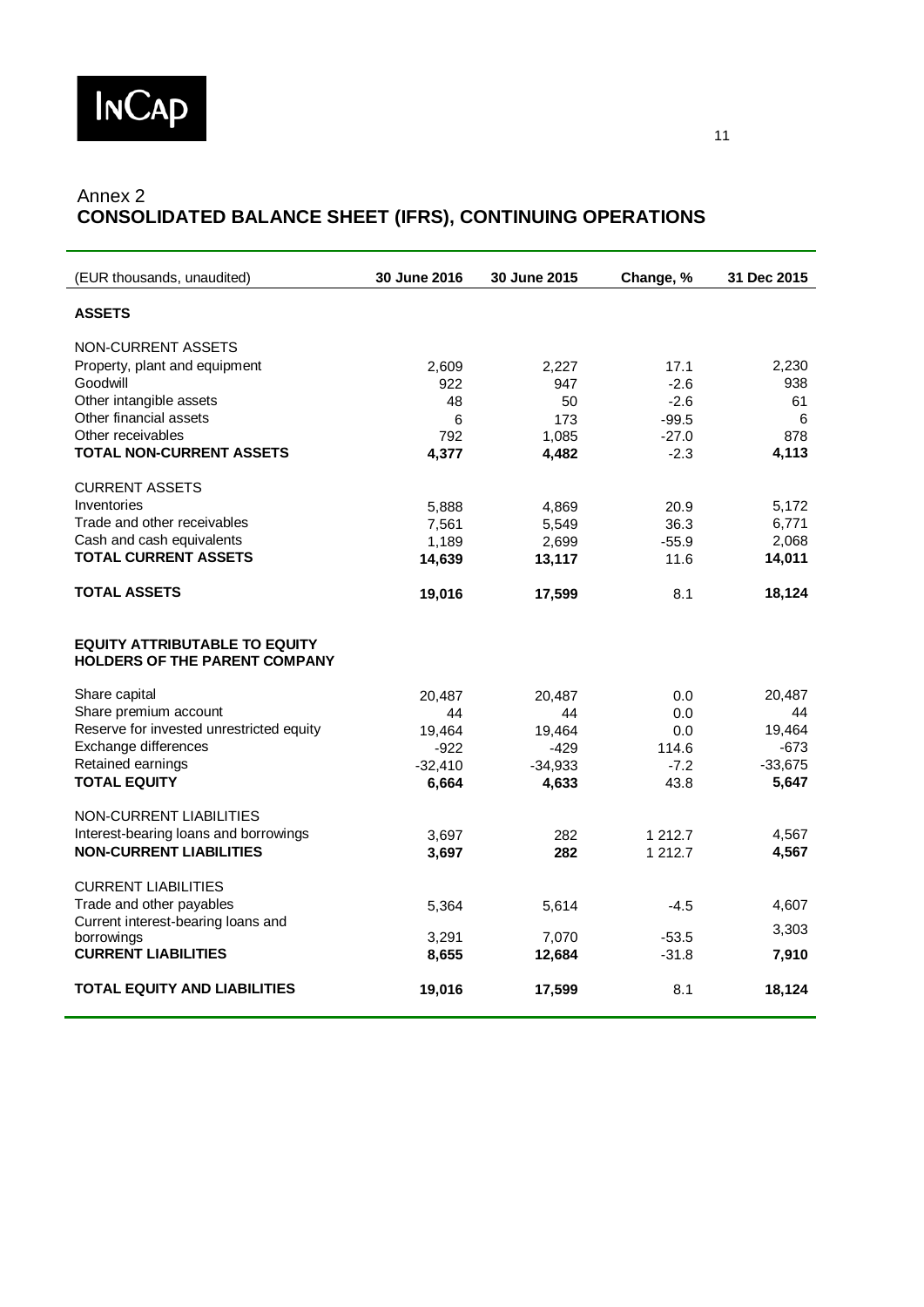Annex 2

# CONSOLIDATED BALANCE SHEET (IFRS), CONTINUING OPERATIONS

| (EUR thousands, unaudited) | 30 June 2016 | 30 June 2015 | Change, % | 31 Dec 2015 |
|---|---|---|---|---|
| **ASSETS** | | | | |
| NON-CURRENT ASSETS | | | | |
| Property, plant and equipment | 2,609 | 2,227 | 17.1 | 2,230 |
| Goodwill | 922 | 947 | -2.6 | 938 |
| Other intangible assets | 48 | 50 | -2.6 | 61 |
| Other financial assets | 6 | 173 | -99.5 | 6 |
| Other receivables | 792 | 1,085 | -27.0 | 878 |
| **TOTAL NON-CURRENT ASSETS** | **4,377** | **4,482** | -2.3 | **4,113** |
| CURRENT ASSETS | | | | |
| Inventories | 5,888 | 4,869 | 20.9 | 5,172 |
| Trade and other receivables | 7,561 | 5,549 | 36.3 | 6,771 |
| Cash and cash equivalents | 1,189 | 2,699 | -55.9 | 2,068 |
| **TOTAL CURRENT ASSETS** | **14,639** | **13,117** | 11.6 | **14,011** |
| **TOTAL ASSETS** | **19,016** | **17,599** | 8.1 | **18,124** |
| **EQUITY ATTRIBUTABLE TO EQUITY HOLDERS OF THE PARENT COMPANY** | | | | |
| Share capital | 20,487 | 20,487 | 0.0 | 20,487 |
| Share premium account | 44 | 44 | 0.0 | 44 |
| Reserve for invested unrestricted equity | 19,464 | 19,464 | 0.0 | 19,464 |
| Exchange differences | -922 | -429 | 114.6 | -673 |
| Retained earnings | -32,410 | -34,933 | -7.2 | -33,675 |
| **TOTAL EQUITY** | **6,664** | **4,633** | 43.8 | **5,647** |
| NON-CURRENT LIABILITIES | | | | |
| Interest-bearing loans and borrowings | 3,697 | 282 | 1 212.7 | 4,567 |
| **NON-CURRENT LIABILITIES** | **3,697** | **282** | 1 212.7 | **4,567** |
| CURRENT LIABILITIES | | | | |
| Trade and other payables | 5,364 | 5,614 | -4.5 | 4,607 |
| Current interest-bearing loans and borrowings | 3,291 | 7,070 | -53.5 | 3,303 |
| **CURRENT LIABILITIES** | **8,655** | **12,684** | -31.8 | **7,910** |
| **TOTAL EQUITY AND LIABILITIES** | **19,016** | **17,599** | 8.1 | **18,124** |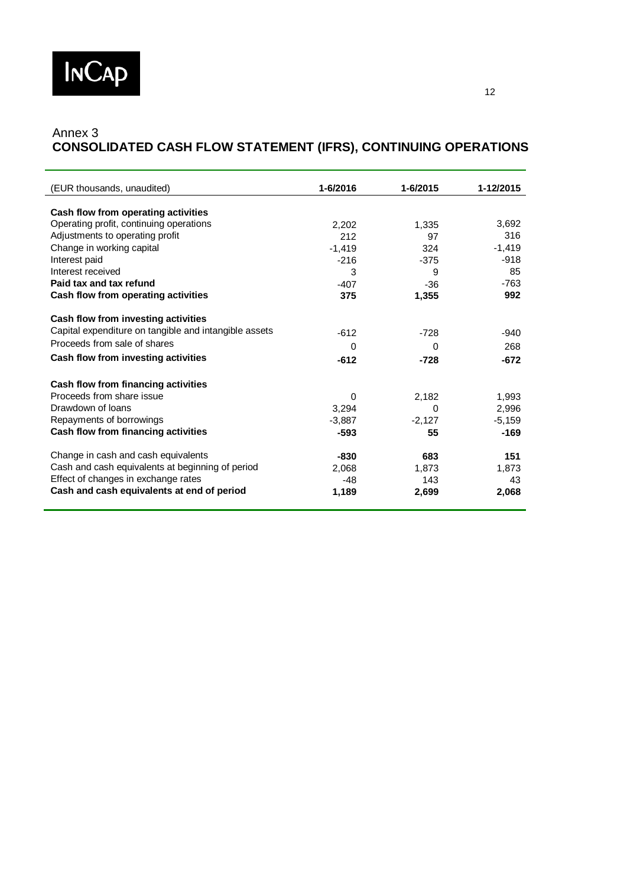Annex 3

## CONSOLIDATED CASH FLOW STATEMENT (IFRS), CONTINUING OPERATIONS

| (EUR thousands, unaudited) | 1-6/2016 | 1-6/2015 | 1-12/2015 |
|---|---|---|---|
| **Cash flow from operating activities** | | | |
| Operating profit, continuing operations | 2,202 | 1,335 | 3,692 |
| Adjustments to operating profit | 212 | 97 | 316 |
| Change in working capital | -1,419 | 324 | -1,419 |
| Interest paid | -216 | -375 | -918 |
| Interest received | 3 | 9 | 85 |
| **Paid tax and tax refund** | -407 | -36 | -763 |
| **Cash flow from operating activities** | **375** | **1,355** | **992** |
| **Cash flow from investing activities** | | | |
| Capital expenditure on tangible and intangible assets | -612 | -728 | -940 |
| Proceeds from sale of shares | 0 | 0 | 268 |
| **Cash flow from investing activities** | **-612** | **-728** | **-672** |
| **Cash flow from financing activities** | | | |
| Proceeds from share issue | 0 | 2,182 | 1,993 |
| Drawdown of loans | 3,294 | 0 | 2,996 |
| Repayments of borrowings | -3,887 | -2,127 | -5,159 |
| **Cash flow from financing activities** | **-593** | **55** | **-169** |
| Change in cash and cash equivalents | **-830** | **683** | **151** |
| Cash and cash equivalents at beginning of period | 2,068 | 1,873 | 1,873 |
| Effect of changes in exchange rates | -48 | 143 | 43 |
| **Cash and cash equivalents at end of period** | **1,189** | **2,699** | **2,068** |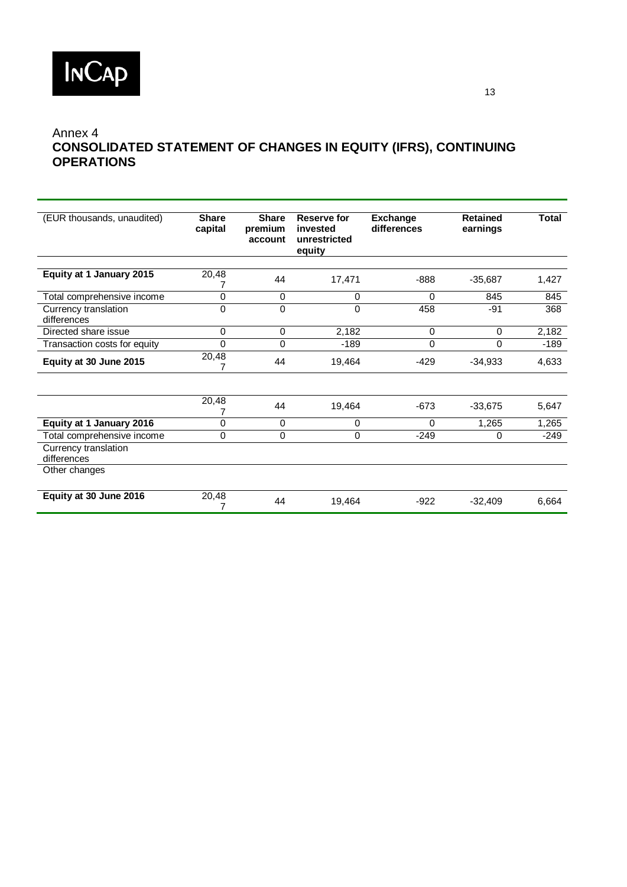Annex 4

## CONSOLIDATED STATEMENT OF CHANGES IN EQUITY (IFRS), CONTINUING OPERATIONS

| (EUR thousands, unaudited) | Share capital | Share premium account | Reserve for invested unrestricted equity | Exchange differences | Retained earnings | Total |
|---|---|---|---|---|---|---|
| **Equity at 1 January 2015** | 20,487 | 44 | 17,471 | -888 | -35,687 | 1,427 |
| Total comprehensive income | 0 | 0 | 0 | 0 | 845 | 845 |
| Currency translation differences | 0 | 0 | 0 | 458 | -91 | 368 |
| Directed share issue | 0 | 0 | 2,182 | 0 | 0 | 2,182 |
| Transaction costs for equity | 0 | 0 | -189 | 0 | 0 | -189 |
| **Equity at 30 June 2015** | 20,487 | 44 | 19,464 | -429 | -34,933 | 4,633 |
| | | | | | | |
| | 20,487 | 44 | 19,464 | -673 | -33,675 | 5,647 |
| **Equity at 1 January 2016** | 0 | 0 | 0 | 0 | 1,265 | 1,265 |
| Total comprehensive income | 0 | 0 | 0 | -249 | 0 | -249 |
| Currency translation differences | | | | | | |
| Other changes | | | | | | |
| **Equity at 30 June 2016** | 20,487 | 44 | 19,464 | -922 | -32,409 | 6,664 |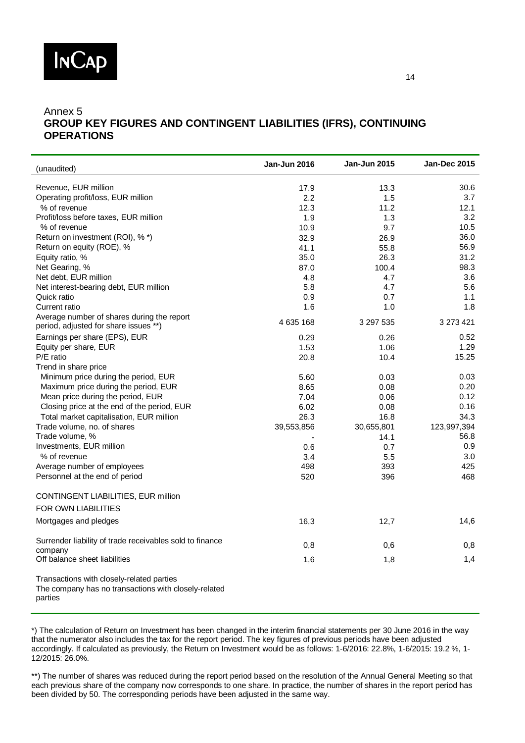Annex 5

## GROUP KEY FIGURES AND CONTINGENT LIABILITIES (IFRS), CONTINUING OPERATIONS

| (unaudited) | Jan-Jun 2016 | Jan-Jun 2015 | Jan-Dec 2015 |
|---|---|---|---|
| Revenue, EUR million | 17.9 | 13.3 | 30.6 |
| Operating profit/loss, EUR million | 2.2 | 1.5 | 3.7 |
| % of revenue | 12.3 | 11.2 | 12.1 |
| Profit/loss before taxes, EUR million | 1.9 | 1.3 | 3.2 |
| % of revenue | 10.9 | 9.7 | 10.5 |
| Return on investment (ROI), % *) | 32.9 | 26.9 | 36.0 |
| Return on equity (ROE), % | 41.1 | 55.8 | 56.9 |
| Equity ratio, % | 35.0 | 26.3 | 31.2 |
| Net Gearing, % | 87.0 | 100.4 | 98.3 |
| Net debt, EUR million | 4.8 | 4.7 | 3.6 |
| Net interest-bearing debt, EUR million | 5.8 | 4.7 | 5.6 |
| Quick ratio | 0.9 | 0.7 | 1.1 |
| Current ratio | 1.6 | 1.0 | 1.8 |
| Average number of shares during the report period, adjusted for share issues **) | 4 635 168 | 3 297 535 | 3 273 421 |
| Earnings per share (EPS), EUR | 0.29 | 0.26 | 0.52 |
| Equity per share, EUR | 1.53 | 1.06 | 1.29 |
| P/E ratio | 20.8 | 10.4 | 15.25 |
| Trend in share price | | | |
| Minimum price during the period, EUR | 5.60 | 0.03 | 0.03 |
| Maximum price during the period, EUR | 8.65 | 0.08 | 0.20 |
| Mean price during the period, EUR | 7.04 | 0.06 | 0.12 |
| Closing price at the end of the period, EUR | 6.02 | 0.08 | 0.16 |
| Total market capitalisation, EUR million | 26.3 | 16.8 | 34.3 |
| Trade volume, no. of shares | 39,553,856 | 30,655,801 | 123,997,394 |
| Trade volume, % | - | 14.1 | 56.8 |
| Investments, EUR million | 0.6 | 0.7 | 0.9 |
| % of revenue | 3.4 | 5.5 | 3.0 |
| Average number of employees | 498 | 393 | 425 |
| Personnel at the end of period | 520 | 396 | 468 |
| CONTINGENT LIABILITIES, EUR million | | | |
| FOR OWN LIABILITIES | | | |
| Mortgages and pledges | 16,3 | 12,7 | 14,6 |
| Surrender liability of trade receivables sold to finance company | 0,8 | 0,6 | 0,8 |
| Off balance sheet liabilities | 1,6 | 1,8 | 1,4 |

Transactions with closely-related parties

The company has no transactions with closely-related parties

*) The calculation of Return on Investment has been changed in the interim financial statements per 30 June 2016 in the way that the numerator also includes the tax for the report period. The key figures of previous periods have been adjusted accordingly. If calculated as previously, the Return on Investment would be as follows: 1-6/2016: 22.8%, 1-6/2015: 19.2 %, 1-12/2015: 26.0%.

**) The number of shares was reduced during the report period based on the resolution of the Annual General Meeting so that each previous share of the company now corresponds to one share. In practice, the number of shares in the report period has been divided by 50. The corresponding periods have been adjusted in the same way.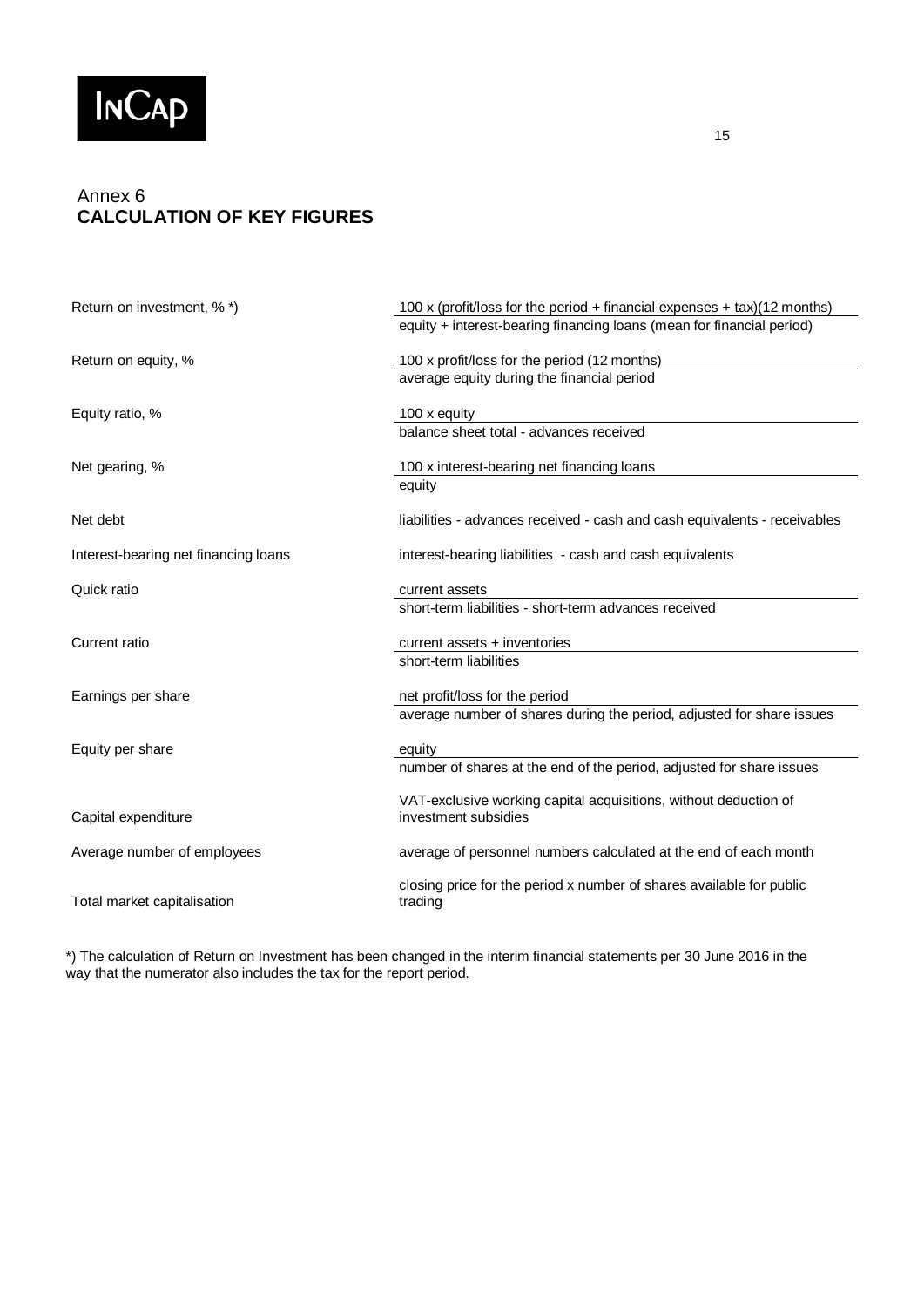## Annex 6
## CALCULATION OF KEY FIGURES

| | |
|---|---|
| Return on investment, % *) | 100 x (profit/loss for the period + financial expenses + tax)(12 months) / equity + interest-bearing financing loans (mean for financial period) |
| Return on equity, % | 100 x profit/loss for the period (12 months) / average equity during the financial period |
| Equity ratio, % | 100 x equity / balance sheet total - advances received |
| Net gearing, % | 100 x interest-bearing net financing loans / equity |
| Net debt | liabilities - advances received - cash and cash equivalents - receivables |
| Interest-bearing net financing loans | interest-bearing liabilities - cash and cash equivalents |
| Quick ratio | current assets / short-term liabilities - short-term advances received |
| Current ratio | current assets + inventories / short-term liabilities |
| Earnings per share | net profit/loss for the period / average number of shares during the period, adjusted for share issues |
| Equity per share | equity / number of shares at the end of the period, adjusted for share issues |
| Capital expenditure | VAT-exclusive working capital acquisitions, without deduction of investment subsidies |
| Average number of employees | average of personnel numbers calculated at the end of each month |
| Total market capitalisation | closing price for the period x number of shares available for public trading |

*) The calculation of Return on Investment has been changed in the interim financial statements per 30 June 2016 in the way that the numerator also includes the tax for the report period.